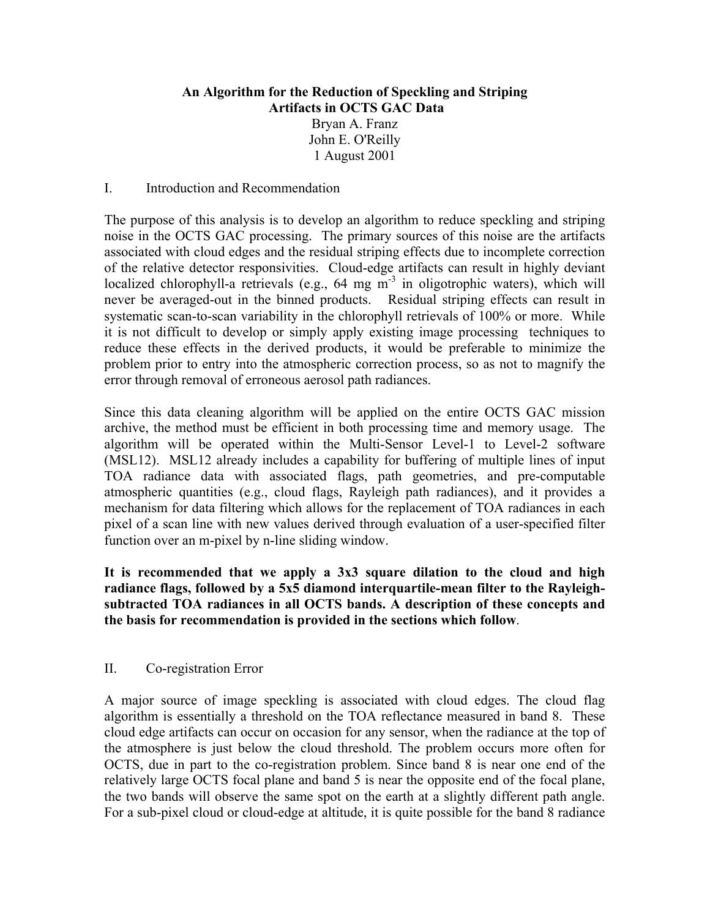# An Algorithm for the Reduction of Speckling and Striping Artifacts in OCTS GAC Data

Bryan A. Franz
John E. O'Reilly
1 August 2001

## I. Introduction and Recommendation

The purpose of this analysis is to develop an algorithm to reduce speckling and striping noise in the OCTS GAC processing. The primary sources of this noise are the artifacts associated with cloud edges and the residual striping effects due to incomplete correction of the relative detector responsivities. Cloud-edge artifacts can result in highly deviant localized chlorophyll-a retrievals (e.g., 64 mg $m^{-3}$ in oligotrophic waters), which will never be averaged-out in the binned products. Residual striping effects can result in systematic scan-to-scan variability in the chlorophyll retrievals of 100% or more. While it is not difficult to develop or simply apply existing image processing techniques to reduce these effects in the derived products, it would be preferable to minimize the problem prior to entry into the atmospheric correction process, so as not to magnify the error through removal of erroneous aerosol path radiances.

Since this data cleaning algorithm will be applied on the entire OCTS GAC mission archive, the method must be efficient in both processing time and memory usage. The algorithm will be operated within the Multi-Sensor Level-1 to Level-2 software (MSL12). MSL12 already includes a capability for buffering of multiple lines of input TOA radiance data with associated flags, path geometries, and pre-computable atmospheric quantities (e.g., cloud flags, Rayleigh path radiances), and it provides a mechanism for data filtering which allows for the replacement of TOA radiances in each pixel of a scan line with new values derived through evaluation of a user-specified filter function over an m-pixel by n-line sliding window.

**It is recommended that we apply a 3x3 square dilation to the cloud and high radiance flags, followed by a 5x5 diamond interquartile-mean filter to the Rayleigh-subtracted TOA radiances in all OCTS bands. A description of these concepts and the basis for recommendation is provided in the sections which follow**.

## II. Co-registration Error

A major source of image speckling is associated with cloud edges. The cloud flag algorithm is essentially a threshold on the TOA reflectance measured in band 8. These cloud edge artifacts can occur on occasion for any sensor, when the radiance at the top of the atmosphere is just below the cloud threshold. The problem occurs more often for OCTS, due in part to the co-registration problem. Since band 8 is near one end of the relatively large OCTS focal plane and band 5 is near the opposite end of the focal plane, the two bands will observe the same spot on the earth at a slightly different path angle. For a sub-pixel cloud or cloud-edge at altitude, it is quite possible for the band 8 radiance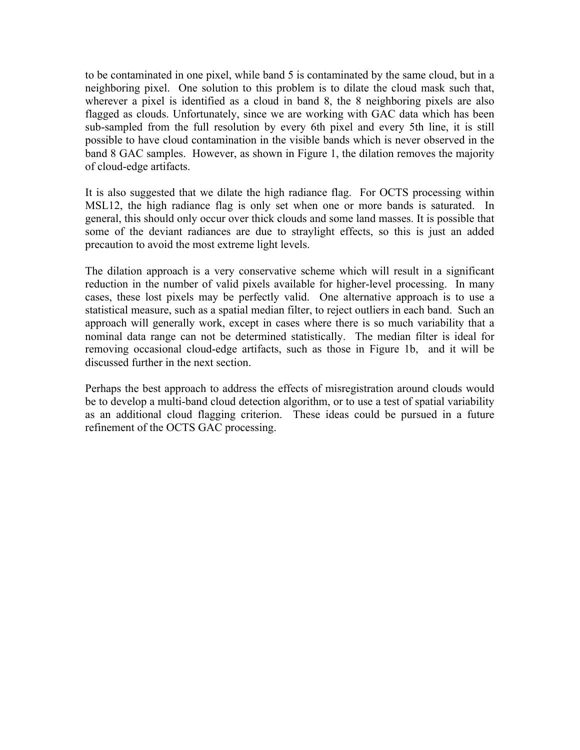to be contaminated in one pixel, while band 5 is contaminated by the same cloud, but in a neighboring pixel. One solution to this problem is to dilate the cloud mask such that, wherever a pixel is identified as a cloud in band 8, the 8 neighboring pixels are also flagged as clouds. Unfortunately, since we are working with GAC data which has been sub-sampled from the full resolution by every 6th pixel and every 5th line, it is still possible to have cloud contamination in the visible bands which is never observed in the band 8 GAC samples. However, as shown in Figure 1, the dilation removes the majority of cloud-edge artifacts.

It is also suggested that we dilate the high radiance flag. For OCTS processing within MSL12, the high radiance flag is only set when one or more bands is saturated. In general, this should only occur over thick clouds and some land masses. It is possible that some of the deviant radiances are due to straylight effects, so this is just an added precaution to avoid the most extreme light levels.

The dilation approach is a very conservative scheme which will result in a significant reduction in the number of valid pixels available for higher-level processing. In many cases, these lost pixels may be perfectly valid. One alternative approach is to use a statistical measure, such as a spatial median filter, to reject outliers in each band. Such an approach will generally work, except in cases where there is so much variability that a nominal data range can not be determined statistically. The median filter is ideal for removing occasional cloud-edge artifacts, such as those in Figure 1b, and it will be discussed further in the next section.

Perhaps the best approach to address the effects of misregistration around clouds would be to develop a multi-band cloud detection algorithm, or to use a test of spatial variability as an additional cloud flagging criterion. These ideas could be pursued in a future refinement of the OCTS GAC processing.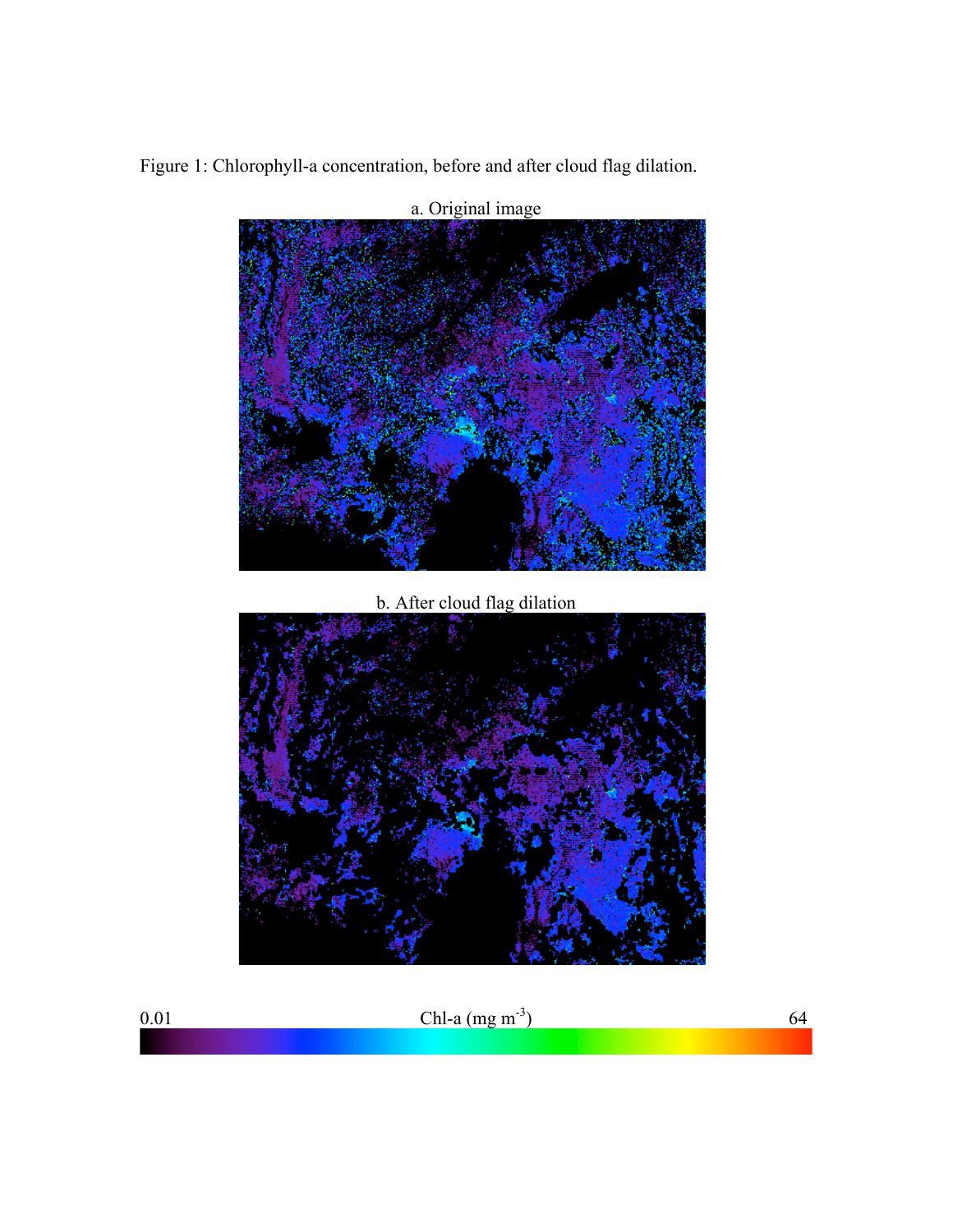Figure 1: Chlorophyll-a concentration, before and after cloud flag dilation.

a. Original image

b. After cloud flag dilation

0.01 Chl-a (mg m$^{-3}$) 64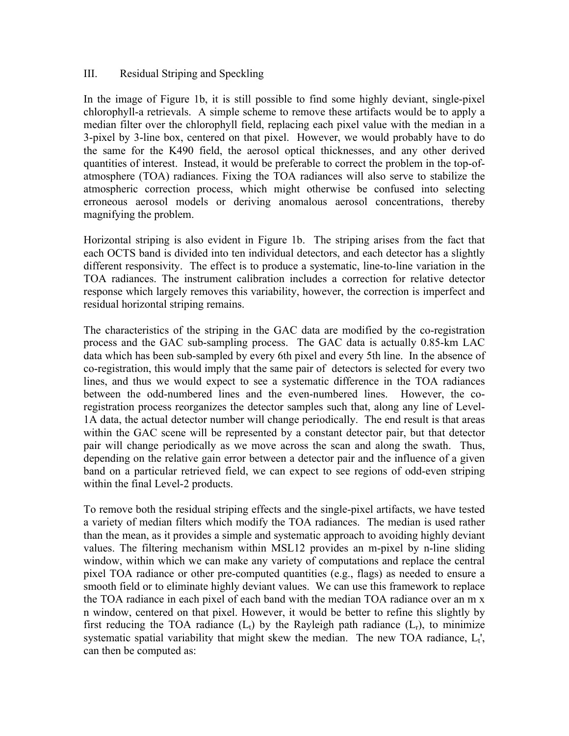## III. Residual Striping and Speckling

In the image of Figure 1b, it is still possible to find some highly deviant, single-pixel chlorophyll-a retrievals. A simple scheme to remove these artifacts would be to apply a median filter over the chlorophyll field, replacing each pixel value with the median in a 3-pixel by 3-line box, centered on that pixel. However, we would probably have to do the same for the K490 field, the aerosol optical thicknesses, and any other derived quantities of interest. Instead, it would be preferable to correct the problem in the top-of-atmosphere (TOA) radiances. Fixing the TOA radiances will also serve to stabilize the atmospheric correction process, which might otherwise be confused into selecting erroneous aerosol models or deriving anomalous aerosol concentrations, thereby magnifying the problem.

Horizontal striping is also evident in Figure 1b. The striping arises from the fact that each OCTS band is divided into ten individual detectors, and each detector has a slightly different responsivity. The effect is to produce a systematic, line-to-line variation in the TOA radiances. The instrument calibration includes a correction for relative detector response which largely removes this variability, however, the correction is imperfect and residual horizontal striping remains.

The characteristics of the striping in the GAC data are modified by the co-registration process and the GAC sub-sampling process. The GAC data is actually 0.85-km LAC data which has been sub-sampled by every 6th pixel and every 5th line. In the absence of co-registration, this would imply that the same pair of detectors is selected for every two lines, and thus we would expect to see a systematic difference in the TOA radiances between the odd-numbered lines and the even-numbered lines. However, the co-registration process reorganizes the detector samples such that, along any line of Level-1A data, the actual detector number will change periodically. The end result is that areas within the GAC scene will be represented by a constant detector pair, but that detector pair will change periodically as we move across the scan and along the swath. Thus, depending on the relative gain error between a detector pair and the influence of a given band on a particular retrieved field, we can expect to see regions of odd-even striping within the final Level-2 products.

To remove both the residual striping effects and the single-pixel artifacts, we have tested a variety of median filters which modify the TOA radiances. The median is used rather than the mean, as it provides a simple and systematic approach to avoiding highly deviant values. The filtering mechanism within MSL12 provides an m-pixel by n-line sliding window, within which we can make any variety of computations and replace the central pixel TOA radiance or other pre-computed quantities (e.g., flags) as needed to ensure a smooth field or to eliminate highly deviant values. We can use this framework to replace the TOA radiance in each pixel of each band with the median TOA radiance over an m x n window, centered on that pixel. However, it would be better to refine this slightly by first reducing the TOA radiance ($L_t$) by the Rayleigh path radiance ($L_r$), to minimize systematic spatial variability that might skew the median. The new TOA radiance, $L_t'$, can then be computed as: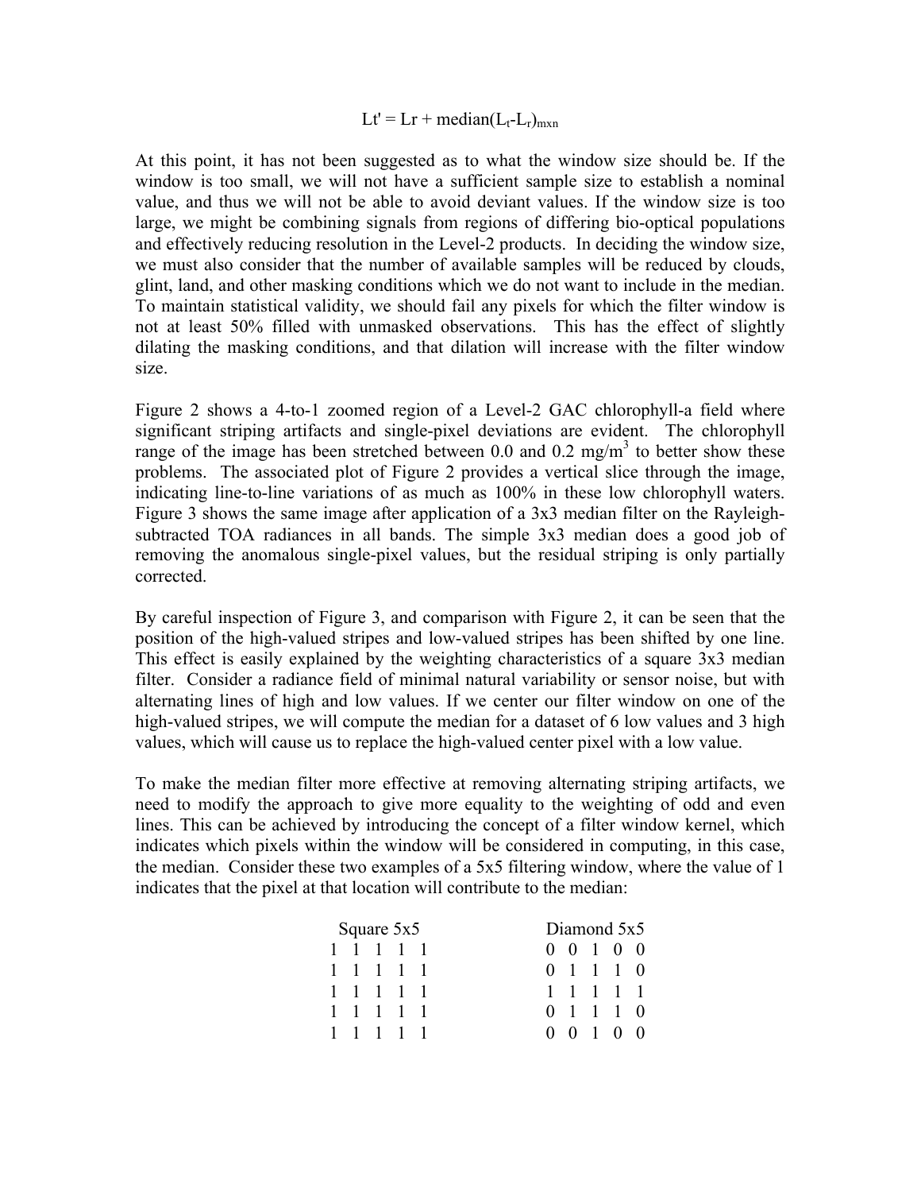$$Lt' = Lr + \text{median}(L_t\text{-}L_r)_{mxn}$$

At this point, it has not been suggested as to what the window size should be. If the window is too small, we will not have a sufficient sample size to establish a nominal value, and thus we will not be able to avoid deviant values. If the window size is too large, we might be combining signals from regions of differing bio-optical populations and effectively reducing resolution in the Level-2 products. In deciding the window size, we must also consider that the number of available samples will be reduced by clouds, glint, land, and other masking conditions which we do not want to include in the median. To maintain statistical validity, we should fail any pixels for which the filter window is not at least 50% filled with unmasked observations. This has the effect of slightly dilating the masking conditions, and that dilation will increase with the filter window size.

Figure 2 shows a 4-to-1 zoomed region of a Level-2 GAC chlorophyll-a field where significant striping artifacts and single-pixel deviations are evident. The chlorophyll range of the image has been stretched between 0.0 and 0.2 mg/m$^3$ to better show these problems. The associated plot of Figure 2 provides a vertical slice through the image, indicating line-to-line variations of as much as 100% in these low chlorophyll waters. Figure 3 shows the same image after application of a 3x3 median filter on the Rayleigh-subtracted TOA radiances in all bands. The simple 3x3 median does a good job of removing the anomalous single-pixel values, but the residual striping is only partially corrected.

By careful inspection of Figure 3, and comparison with Figure 2, it can be seen that the position of the high-valued stripes and low-valued stripes has been shifted by one line. This effect is easily explained by the weighting characteristics of a square 3x3 median filter. Consider a radiance field of minimal natural variability or sensor noise, but with alternating lines of high and low values. If we center our filter window on one of the high-valued stripes, we will compute the median for a dataset of 6 low values and 3 high values, which will cause us to replace the high-valued center pixel with a low value.

To make the median filter more effective at removing alternating striping artifacts, we need to modify the approach to give more equality to the weighting of odd and even lines. This can be achieved by introducing the concept of a filter window kernel, which indicates which pixels within the window will be considered in computing, in this case, the median. Consider these two examples of a 5x5 filtering window, where the value of 1 indicates that the pixel at that location will contribute to the median:

```
Square 5x5        Diamond 5x5
1 1 1 1 1         0 0 1 0 0
1 1 1 1 1         0 1 1 1 0
1 1 1 1 1         1 1 1 1 1
1 1 1 1 1         0 1 1 1 0
1 1 1 1 1         0 0 1 0 0
```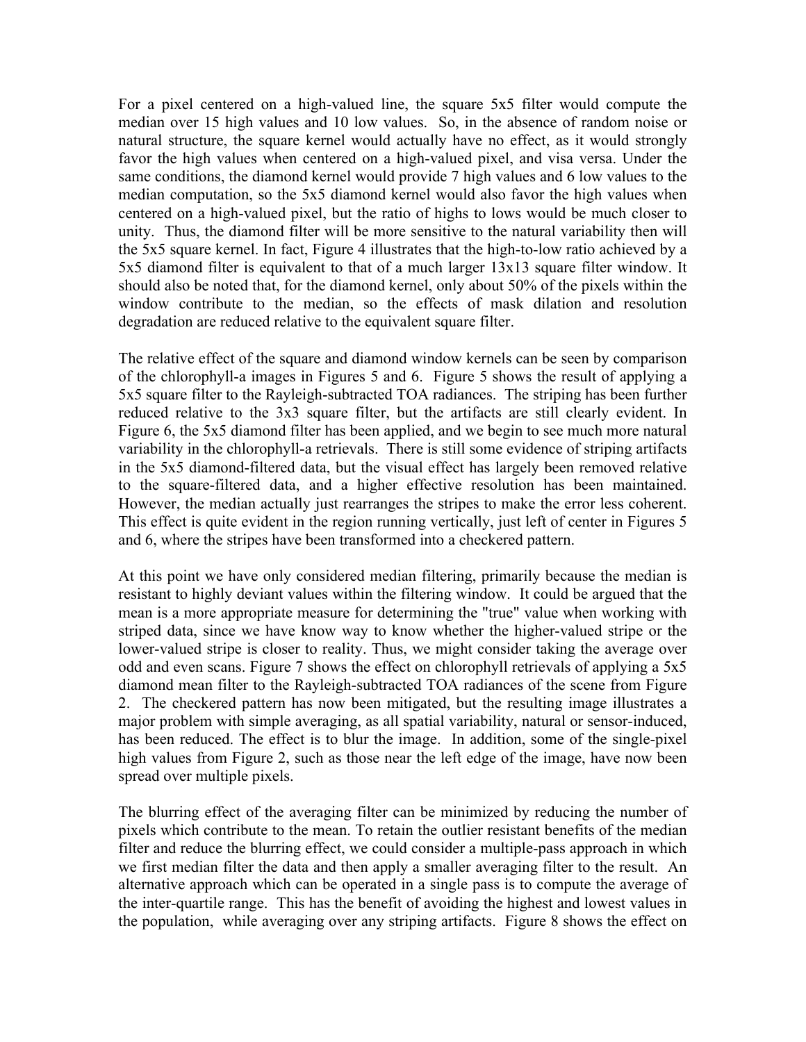For a pixel centered on a high-valued line, the square 5x5 filter would compute the median over 15 high values and 10 low values. So, in the absence of random noise or natural structure, the square kernel would actually have no effect, as it would strongly favor the high values when centered on a high-valued pixel, and visa versa. Under the same conditions, the diamond kernel would provide 7 high values and 6 low values to the median computation, so the 5x5 diamond kernel would also favor the high values when centered on a high-valued pixel, but the ratio of highs to lows would be much closer to unity. Thus, the diamond filter will be more sensitive to the natural variability then will the 5x5 square kernel. In fact, Figure 4 illustrates that the high-to-low ratio achieved by a 5x5 diamond filter is equivalent to that of a much larger 13x13 square filter window. It should also be noted that, for the diamond kernel, only about 50% of the pixels within the window contribute to the median, so the effects of mask dilation and resolution degradation are reduced relative to the equivalent square filter.

The relative effect of the square and diamond window kernels can be seen by comparison of the chlorophyll-a images in Figures 5 and 6. Figure 5 shows the result of applying a 5x5 square filter to the Rayleigh-subtracted TOA radiances. The striping has been further reduced relative to the 3x3 square filter, but the artifacts are still clearly evident. In Figure 6, the 5x5 diamond filter has been applied, and we begin to see much more natural variability in the chlorophyll-a retrievals. There is still some evidence of striping artifacts in the 5x5 diamond-filtered data, but the visual effect has largely been removed relative to the square-filtered data, and a higher effective resolution has been maintained. However, the median actually just rearranges the stripes to make the error less coherent. This effect is quite evident in the region running vertically, just left of center in Figures 5 and 6, where the stripes have been transformed into a checkered pattern.

At this point we have only considered median filtering, primarily because the median is resistant to highly deviant values within the filtering window. It could be argued that the mean is a more appropriate measure for determining the "true" value when working with striped data, since we have know way to know whether the higher-valued stripe or the lower-valued stripe is closer to reality. Thus, we might consider taking the average over odd and even scans. Figure 7 shows the effect on chlorophyll retrievals of applying a 5x5 diamond mean filter to the Rayleigh-subtracted TOA radiances of the scene from Figure 2. The checkered pattern has now been mitigated, but the resulting image illustrates a major problem with simple averaging, as all spatial variability, natural or sensor-induced, has been reduced. The effect is to blur the image. In addition, some of the single-pixel high values from Figure 2, such as those near the left edge of the image, have now been spread over multiple pixels.

The blurring effect of the averaging filter can be minimized by reducing the number of pixels which contribute to the mean. To retain the outlier resistant benefits of the median filter and reduce the blurring effect, we could consider a multiple-pass approach in which we first median filter the data and then apply a smaller averaging filter to the result. An alternative approach which can be operated in a single pass is to compute the average of the inter-quartile range. This has the benefit of avoiding the highest and lowest values in the population, while averaging over any striping artifacts. Figure 8 shows the effect on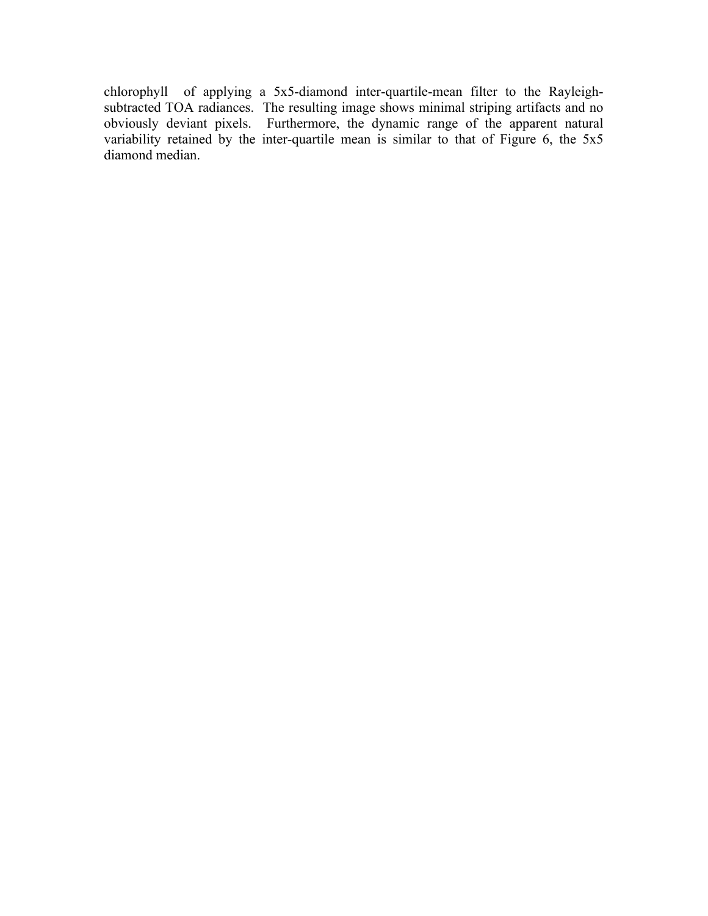chlorophyll of applying a 5x5-diamond inter-quartile-mean filter to the Rayleigh-subtracted TOA radiances. The resulting image shows minimal striping artifacts and no obviously deviant pixels. Furthermore, the dynamic range of the apparent natural variability retained by the inter-quartile mean is similar to that of Figure 6, the 5x5 diamond median.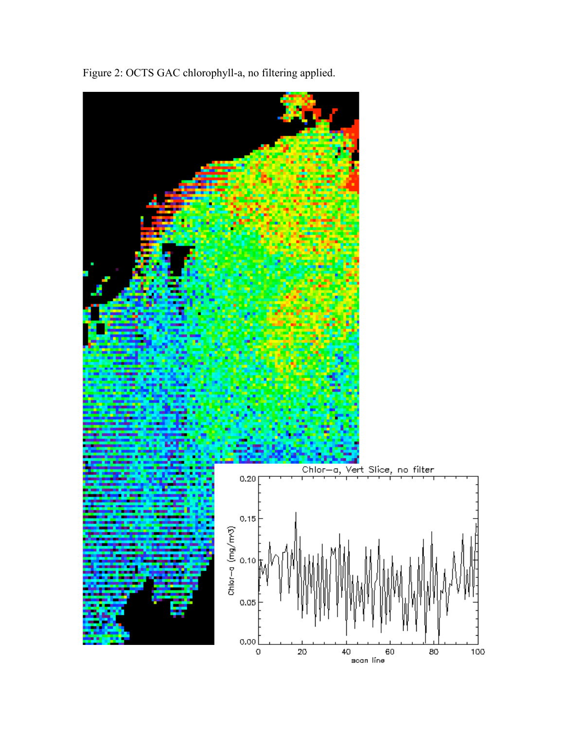Figure 2: OCTS GAC chlorophyll-a, no filtering applied.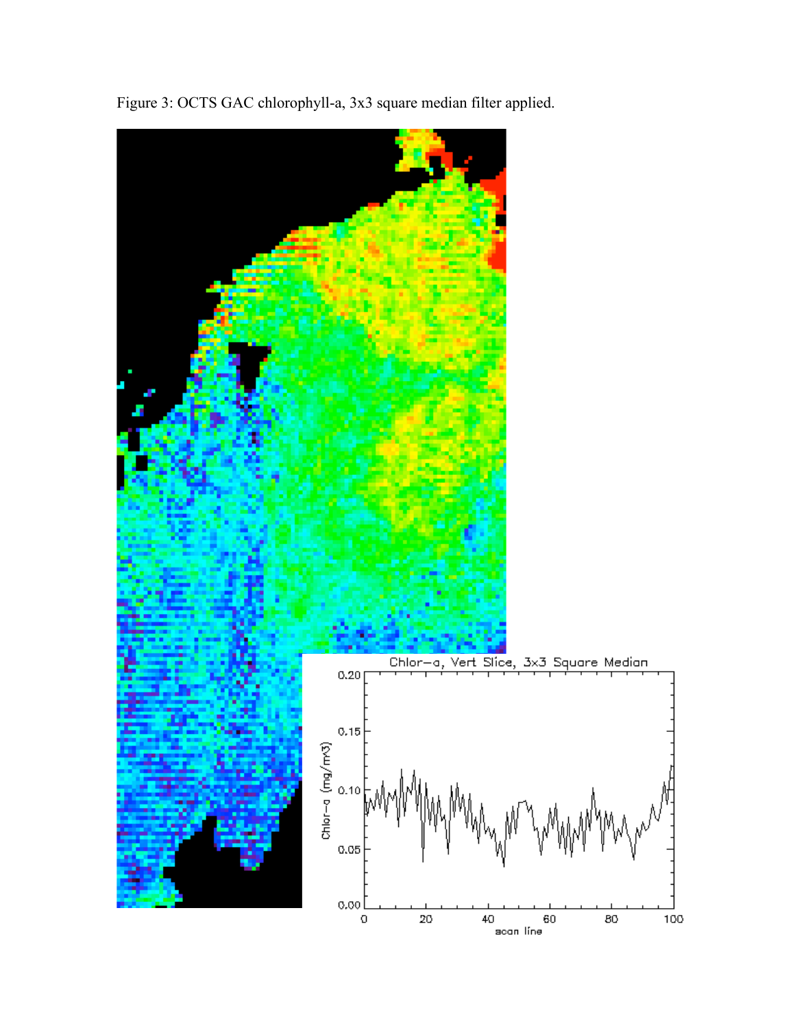Figure 3: OCTS GAC chlorophyll-a, 3x3 square median filter applied.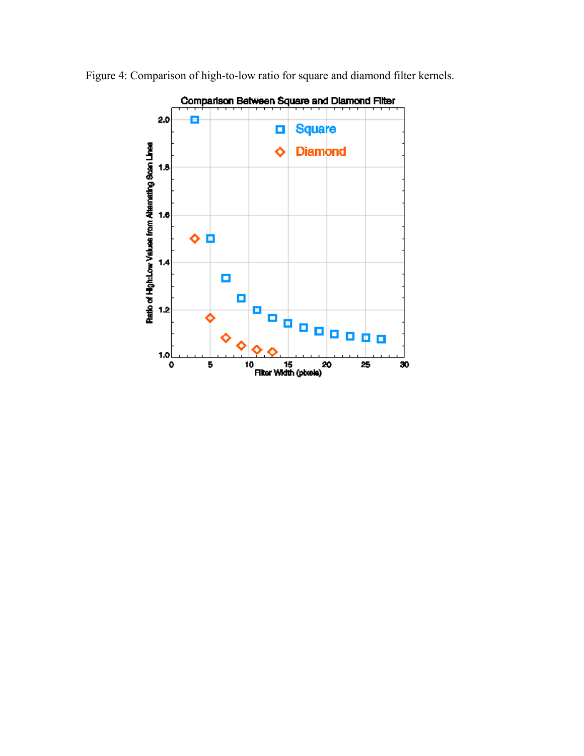Figure 4: Comparison of high-to-low ratio for square and diamond filter kernels.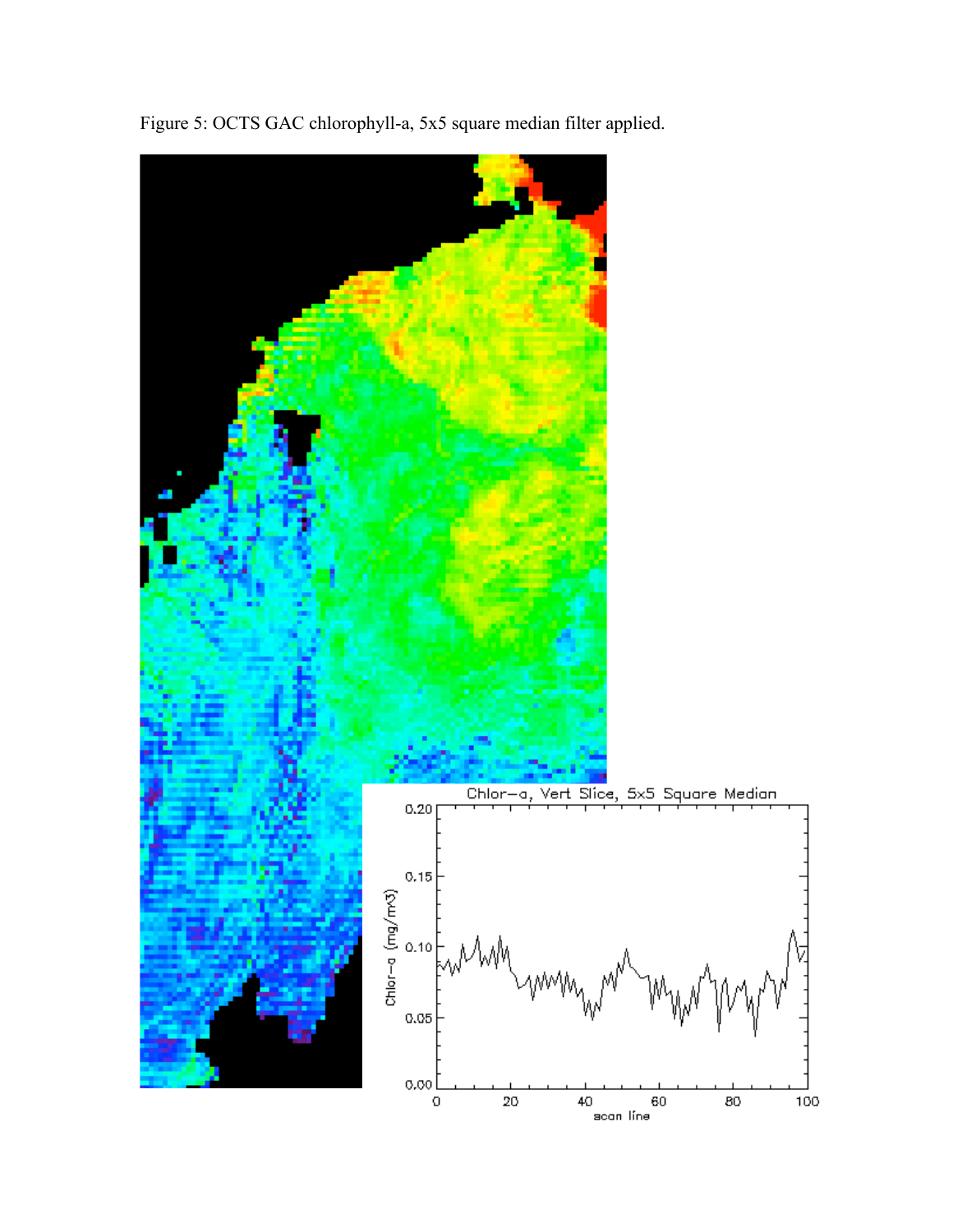Figure 5: OCTS GAC chlorophyll-a, 5x5 square median filter applied.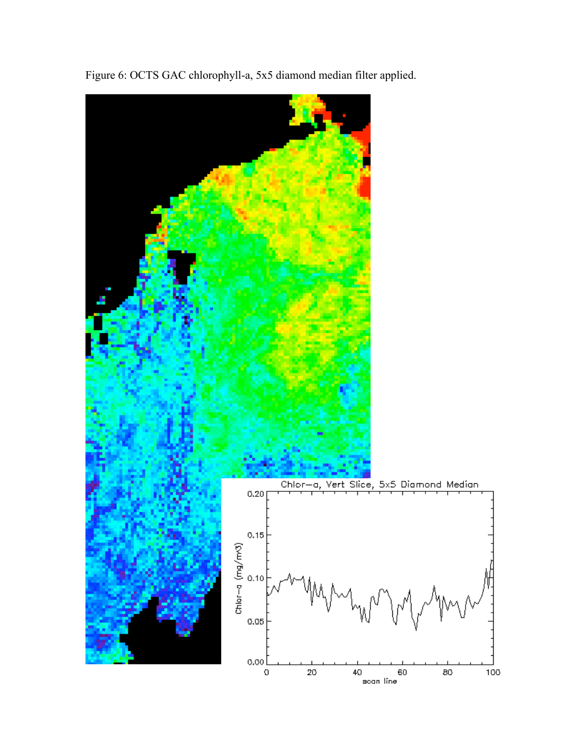Figure 6: OCTS GAC chlorophyll-a, 5x5 diamond median filter applied.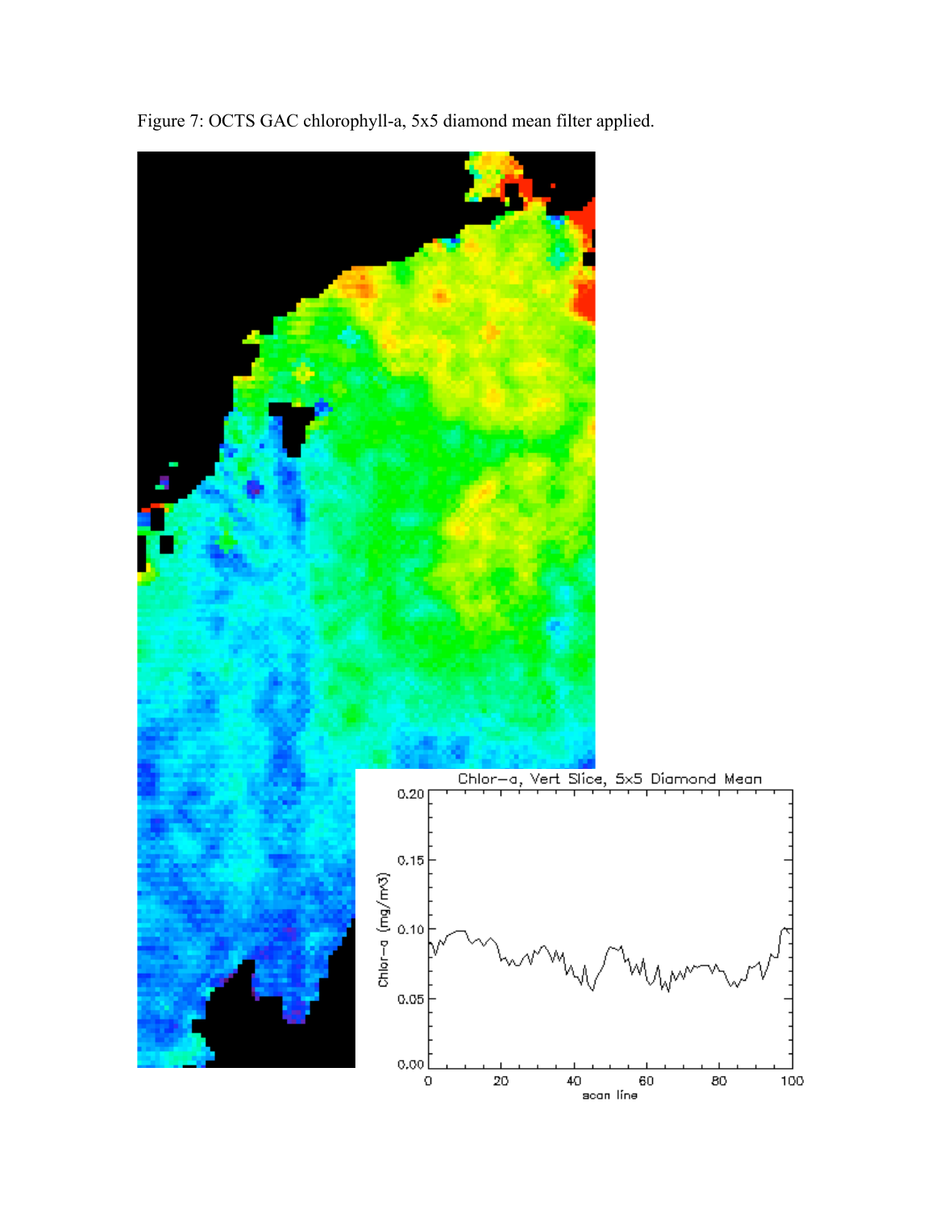Figure 7: OCTS GAC chlorophyll-a, 5x5 diamond mean filter applied.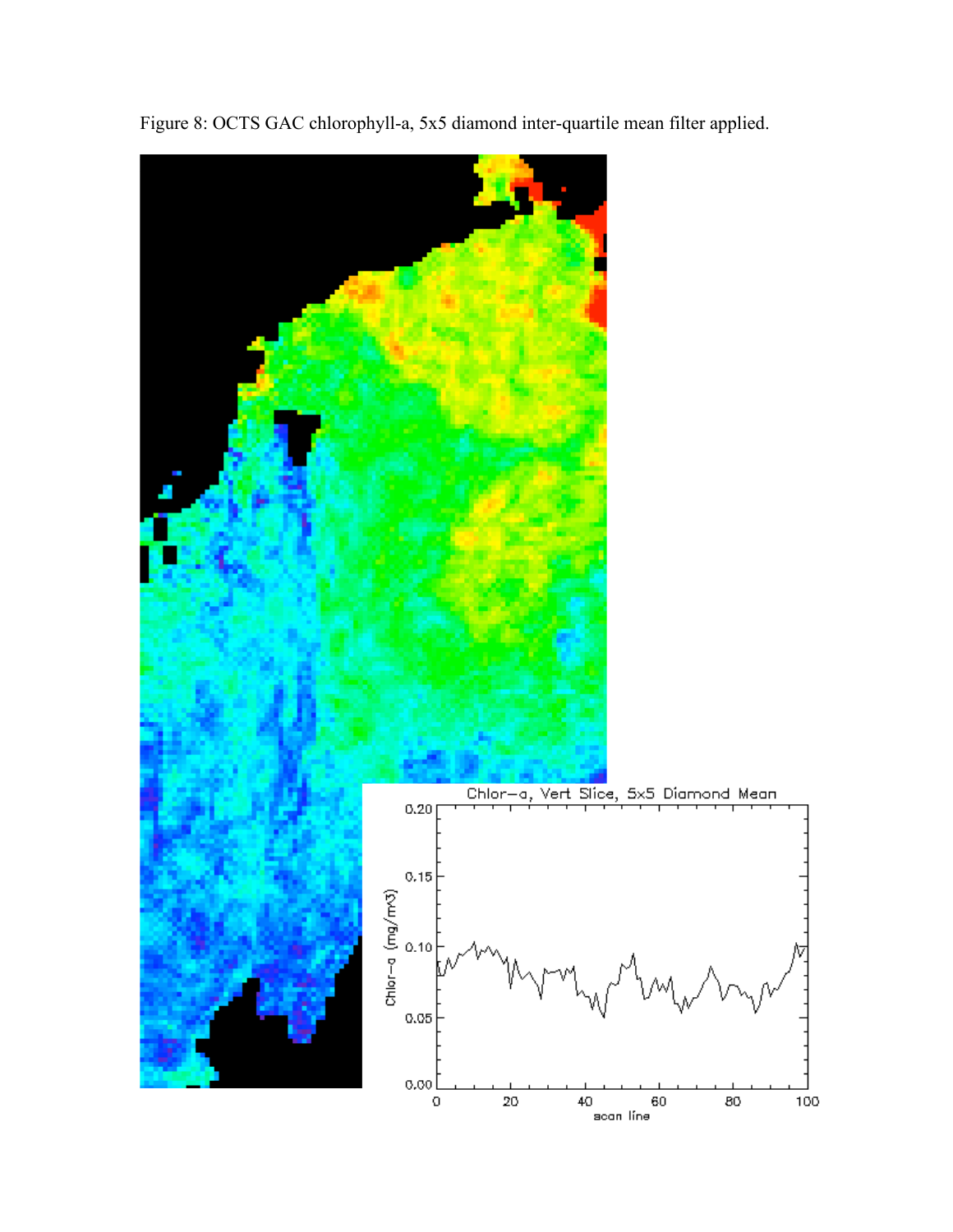Figure 8: OCTS GAC chlorophyll-a, 5x5 diamond inter-quartile mean filter applied.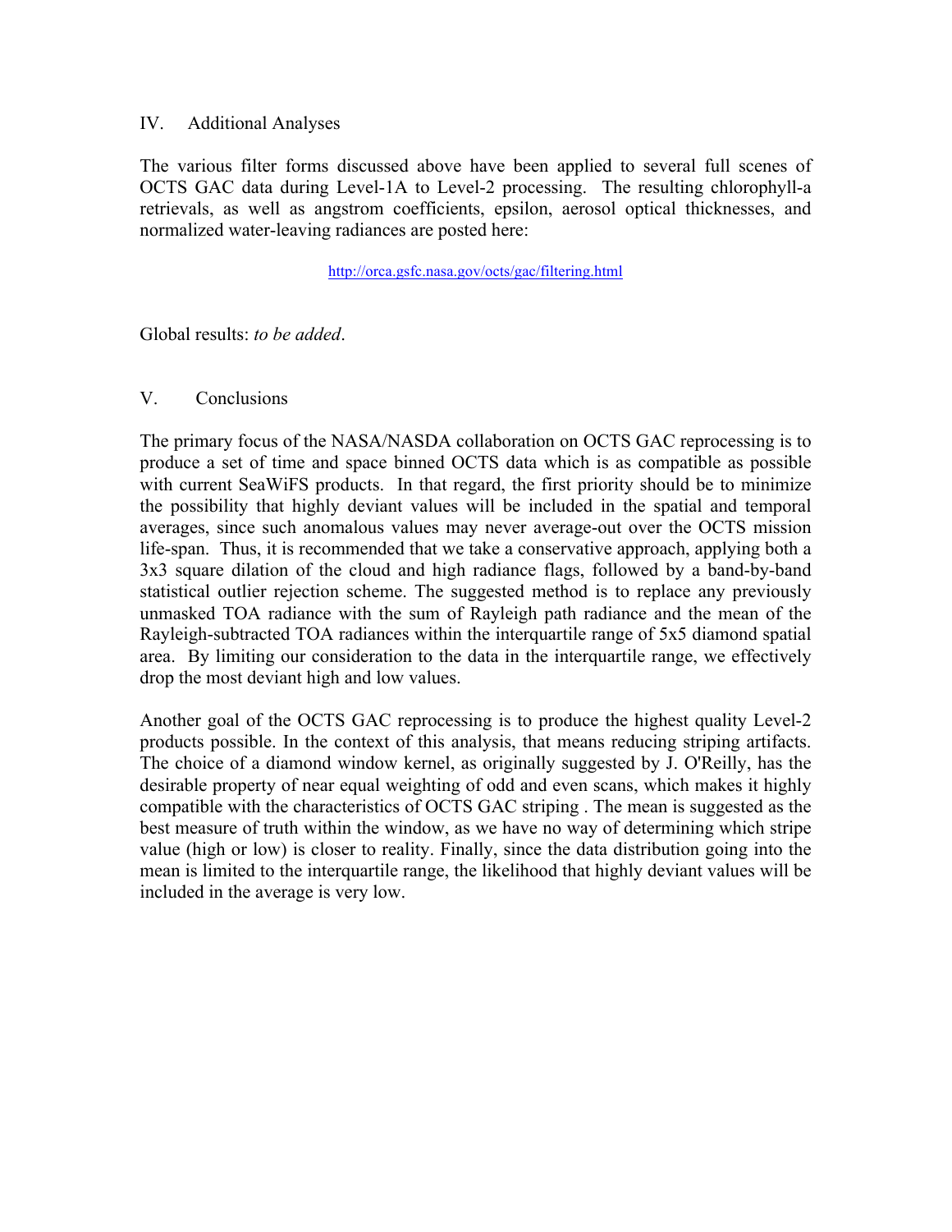## IV. Additional Analyses

The various filter forms discussed above have been applied to several full scenes of OCTS GAC data during Level-1A to Level-2 processing. The resulting chlorophyll-a retrievals, as well as angstrom coefficients, epsilon, aerosol optical thicknesses, and normalized water-leaving radiances are posted here:

http://orca.gsfc.nasa.gov/octs/gac/filtering.html

Global results: *to be added*.

## V. Conclusions

The primary focus of the NASA/NASDA collaboration on OCTS GAC reprocessing is to produce a set of time and space binned OCTS data which is as compatible as possible with current SeaWiFS products. In that regard, the first priority should be to minimize the possibility that highly deviant values will be included in the spatial and temporal averages, since such anomalous values may never average-out over the OCTS mission life-span. Thus, it is recommended that we take a conservative approach, applying both a 3x3 square dilation of the cloud and high radiance flags, followed by a band-by-band statistical outlier rejection scheme. The suggested method is to replace any previously unmasked TOA radiance with the sum of Rayleigh path radiance and the mean of the Rayleigh-subtracted TOA radiances within the interquartile range of 5x5 diamond spatial area. By limiting our consideration to the data in the interquartile range, we effectively drop the most deviant high and low values.

Another goal of the OCTS GAC reprocessing is to produce the highest quality Level-2 products possible. In the context of this analysis, that means reducing striping artifacts. The choice of a diamond window kernel, as originally suggested by J. O'Reilly, has the desirable property of near equal weighting of odd and even scans, which makes it highly compatible with the characteristics of OCTS GAC striping . The mean is suggested as the best measure of truth within the window, as we have no way of determining which stripe value (high or low) is closer to reality. Finally, since the data distribution going into the mean is limited to the interquartile range, the likelihood that highly deviant values will be included in the average is very low.